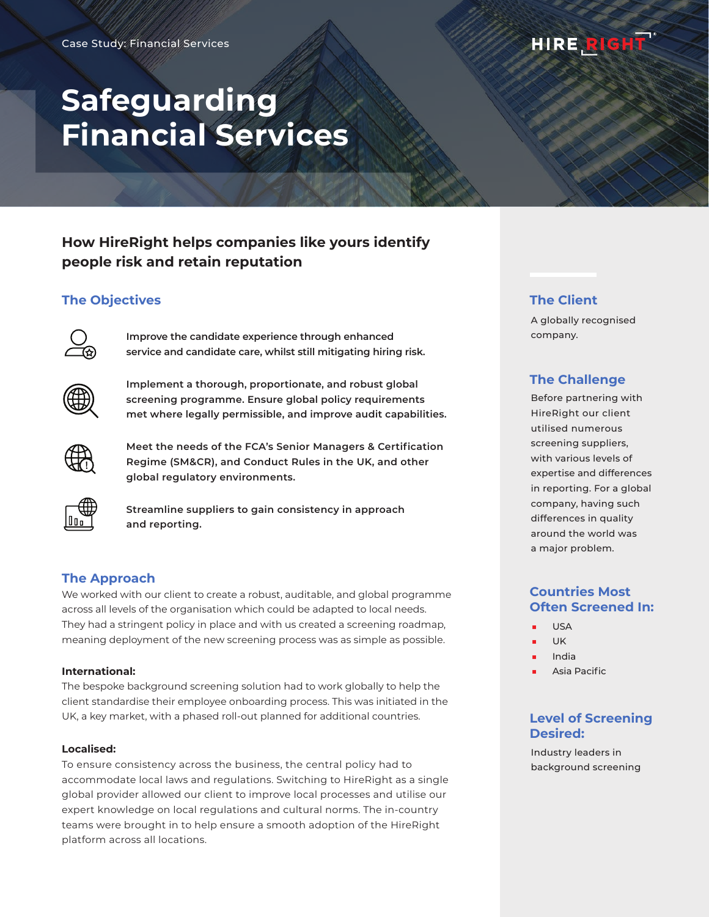Case Study: Financial Services

# Safeguarding Financial Services

## How HireRight helps companies like yours identify people risk and retain reputation

### The Objectives

**Improve the candidate experience through enhanced service and candidate care, whilst still mitigating hiring risk.**

**Implement a thorough, proportionate, and robust global screening programme. Ensure global policy requirements met where legally permissible, and improve audit capabilities.**

**Meet the needs of the FCA's Senior Managers & Certification Regime (SM&CR), and Conduct Rules in the UK, and other global regulatory environments.**

**Streamline suppliers to gain consistency in approach and reporting.**

### The Approach

We worked with our client to create a robust, auditable, and global programme across all levels of the organisation which could be adapted to local needs. They had a stringent policy in place and with us created a screening roadmap, meaning deployment of the new screening process was as simple as possible.

**International:**
The bespoke background screening solution had to work globally to help the client standardise their employee onboarding process. This was initiated in the UK, a key market, with a phased roll-out planned for additional countries.

**Localised:**
To ensure consistency across the business, the central policy had to accommodate local laws and regulations. Switching to HireRight as a single global provider allowed our client to improve local processes and utilise our expert knowledge on local regulations and cultural norms. The in-country teams were brought in to help ensure a smooth adoption of the HireRight platform across all locations.

### The Client

A globally recognised company.

### The Challenge

Before partnering with HireRight our client utilised numerous screening suppliers, with various levels of expertise and differences in reporting. For a global company, having such differences in quality around the world was a major problem.

### Countries Most Often Screened In:

- USA
- UK
- India
- Asia Pacific

### Level of Screening Desired:

Industry leaders in background screening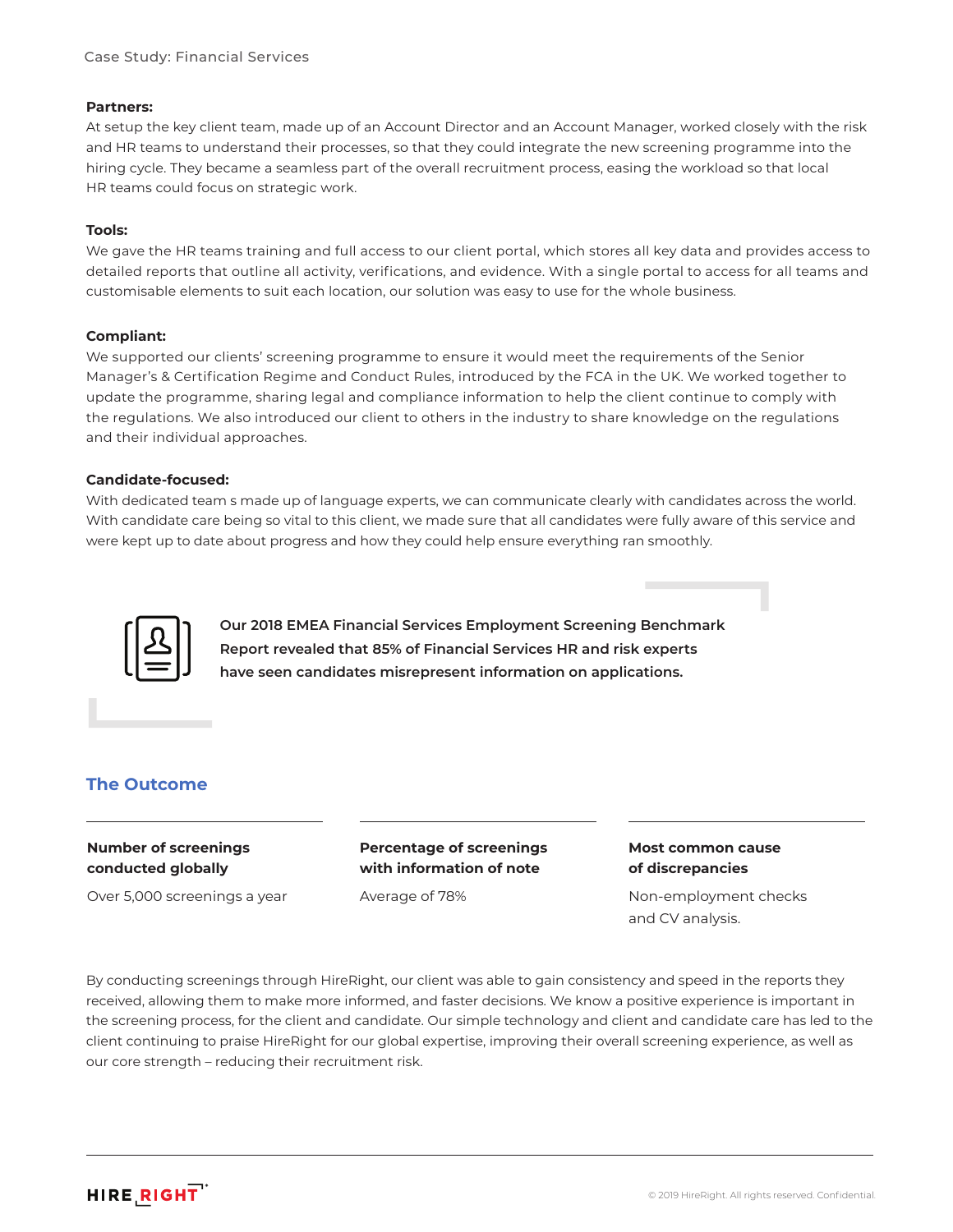**Partners:**
At setup the key client team, made up of an Account Director and an Account Manager, worked closely with the risk and HR teams to understand their processes, so that they could integrate the new screening programme into the hiring cycle. They became a seamless part of the overall recruitment process, easing the workload so that local HR teams could focus on strategic work.

**Tools:**
We gave the HR teams training and full access to our client portal, which stores all key data and provides access to detailed reports that outline all activity, verifications, and evidence. With a single portal to access for all teams and customisable elements to suit each location, our solution was easy to use for the whole business.

**Compliant:**
We supported our clients' screening programme to ensure it would meet the requirements of the Senior Manager's & Certification Regime and Conduct Rules, introduced by the FCA in the UK. We worked together to update the programme, sharing legal and compliance information to help the client continue to comply with the regulations. We also introduced our client to others in the industry to share knowledge on the regulations and their individual approaches.

**Candidate-focused:**
With dedicated team s made up of language experts, we can communicate clearly with candidates across the world. With candidate care being so vital to this client, we made sure that all candidates were fully aware of this service and were kept up to date about progress and how they could help ensure everything ran smoothly.

**Our 2018 EMEA Financial Services Employment Screening Benchmark Report revealed that 85% of Financial Services HR and risk experts have seen candidates misrepresent information on applications.**

## The Outcome

| Number of screenings conducted globally | Percentage of screenings with information of note | Most common cause of discrepancies |
| --- | --- | --- |
| Over 5,000 screenings a year | Average of 78% | Non-employment checks and CV analysis. |

By conducting screenings through HireRight, our client was able to gain consistency and speed in the reports they received, allowing them to make more informed, and faster decisions. We know a positive experience is important in the screening process, for the client and candidate. Our simple technology and client and candidate care has led to the client continuing to praise HireRight for our global expertise, improving their overall screening experience, as well as our core strength – reducing their recruitment risk.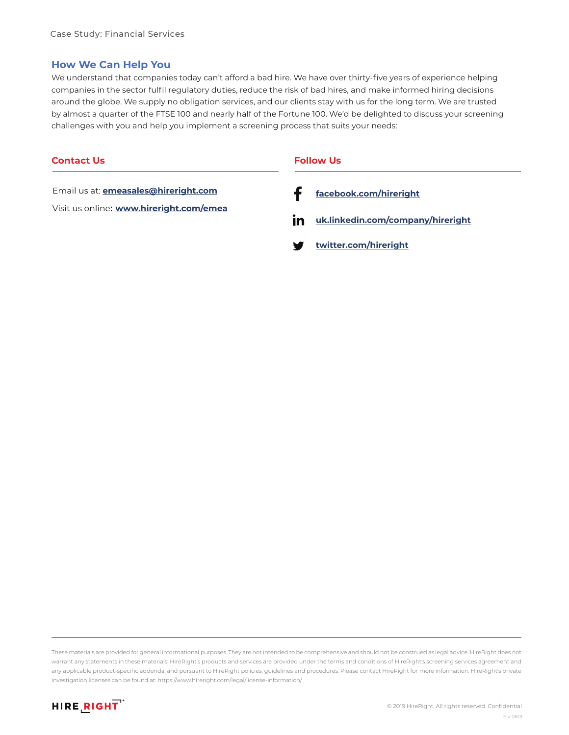## How We Can Help You

We understand that companies today can't afford a bad hire. We have over thirty-five years of experience helping companies in the sector fulfil regulatory duties, reduce the risk of bad hires, and make informed hiring decisions around the globe. We supply no obligation services, and our clients stay with us for the long term. We are trusted by almost a quarter of the FTSE 100 and nearly half of the Fortune 100. We'd be delighted to discuss your screening challenges with you and help you implement a screening process that suits your needs:

### Contact Us

Email us at: **emeasales@hireright.com**

Visit us online: **www.hireright.com/emea**

### Follow Us

**facebook.com/hireright**

**uk.linkedin.com/company/hireright**

**twitter.com/hireright**

---

These materials are provided for general informational purposes. They are not intended to be comprehensive and should not be construed as legal advice. HireRight does not warrant any statements in these materials. HireRight's products and services are provided under the terms and conditions of HireRight's screening services agreement and any applicable product-specific addenda, and pursuant to HireRight policies, guidelines and procedures. Please contact HireRight for more information. HireRight's private investigation licenses can be found at: https://www.hireright.com/legal/license-information/

© 2019 HireRight. All rights reserved. Confidential.

E.V.0819